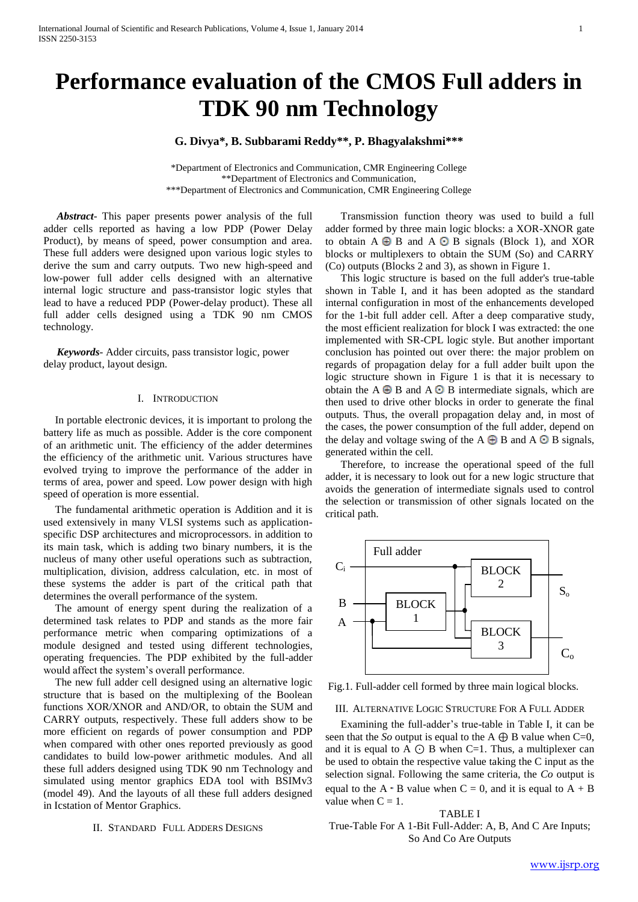# Performance evaluation of the CMOS Full adders in TDK 90 nm Technology

**G. Divya*, B. Subbarami Reddy**, P. Bhagyalakshmi*****

*Department of Electronics and Communication, CMR Engineering College
**Department of Electronics and Communication,
***Department of Electronics and Communication, CMR Engineering College

***Abstract***- This paper presents power analysis of the full adder cells reported as having a low PDP (Power Delay Product), by means of speed, power consumption and area. These full adders were designed upon various logic styles to derive the sum and carry outputs. Two new high-speed and low-power full adder cells designed with an alternative internal logic structure and pass-transistor logic styles that lead to have a reduced PDP (Power-delay product). These all full adder cells designed using a TDK 90 nm CMOS technology.

***Keywords***- Adder circuits, pass transistor logic, power delay product, layout design.

## I. Introduction

In portable electronic devices, it is important to prolong the battery life as much as possible. Adder is the core component of an arithmetic unit. The efficiency of the adder determines the efficiency of the arithmetic unit. Various structures have evolved trying to improve the performance of the adder in terms of area, power and speed. Low power design with high speed of operation is more essential.

The fundamental arithmetic operation is Addition and it is used extensively in many VLSI systems such as application-specific DSP architectures and microprocessors. in addition to its main task, which is adding two binary numbers, it is the nucleus of many other useful operations such as subtraction, multiplication, division, address calculation, etc. in most of these systems the adder is part of the critical path that determines the overall performance of the system.

The amount of energy spent during the realization of a determined task relates to PDP and stands as the more fair performance metric when comparing optimizations of a module designed and tested using different technologies, operating frequencies. The PDP exhibited by the full-adder would affect the system's overall performance.

The new full adder cell designed using an alternative logic structure that is based on the multiplexing of the Boolean functions XOR/XNOR and AND/OR, to obtain the SUM and CARRY outputs, respectively. These full adders show to be more efficient on regards of power consumption and PDP when compared with other ones reported previously as good candidates to build low-power arithmetic modules. And all these full adders designed using TDK 90 nm Technology and simulated using mentor graphics EDA tool with BSIMv3 (model 49). And the layouts of all these full adders designed in Icstation of Mentor Graphics.

## II. Standard Full Adders Designs

Transmission function theory was used to build a full adder formed by three main logic blocks: a XOR-XNOR gate to obtain $A \oplus B$ and $A \odot B$ signals (Block 1), and XOR blocks or multiplexers to obtain the SUM (So) and CARRY (Co) outputs (Blocks 2 and 3), as shown in Figure 1.

This logic structure is based on the full adder's true-table shown in Table I, and it has been adopted as the standard internal configuration in most of the enhancements developed for the 1-bit full adder cell. After a deep comparative study, the most efficient realization for block I was extracted: the one implemented with SR-CPL logic style. But another important conclusion has pointed out over there: the major problem on regards of propagation delay for a full adder built upon the logic structure shown in Figure 1 is that it is necessary to obtain the $A \oplus B$ and $A \odot B$ intermediate signals, which are then used to drive other blocks in order to generate the final outputs. Thus, the overall propagation delay and, in most of the cases, the power consumption of the full adder, depend on the delay and voltage swing of the $A \oplus B$ and $A \odot B$ signals, generated within the cell.

Therefore, to increase the operational speed of the full adder, it is necessary to look out for a new logic structure that avoids the generation of intermediate signals used to control the selection or transmission of other signals located on the critical path.

Full adder — $C_i$, B, A inputs; BLOCK 1, BLOCK 2, BLOCK 3; $S_o$, $C_o$ outputs

Fig.1. Full-adder cell formed by three main logical blocks.

## III. Alternative Logic Structure For A Full Adder

Examining the full-adder's true-table in Table I, it can be seen that the *So* output is equal to the $A \oplus B$ value when C=0, and it is equal to $A \odot B$ when C=1. Thus, a multiplexer can be used to obtain the respective value taking the C input as the selection signal. Following the same criteria, the *Co* output is equal to the $A \cdot B$ value when $C = 0$, and it is equal to $A + B$ value when $C = 1$.

TABLE I
True-Table For A 1-Bit Full-Adder: A, B, And C Are Inputs; So And Co Are Outputs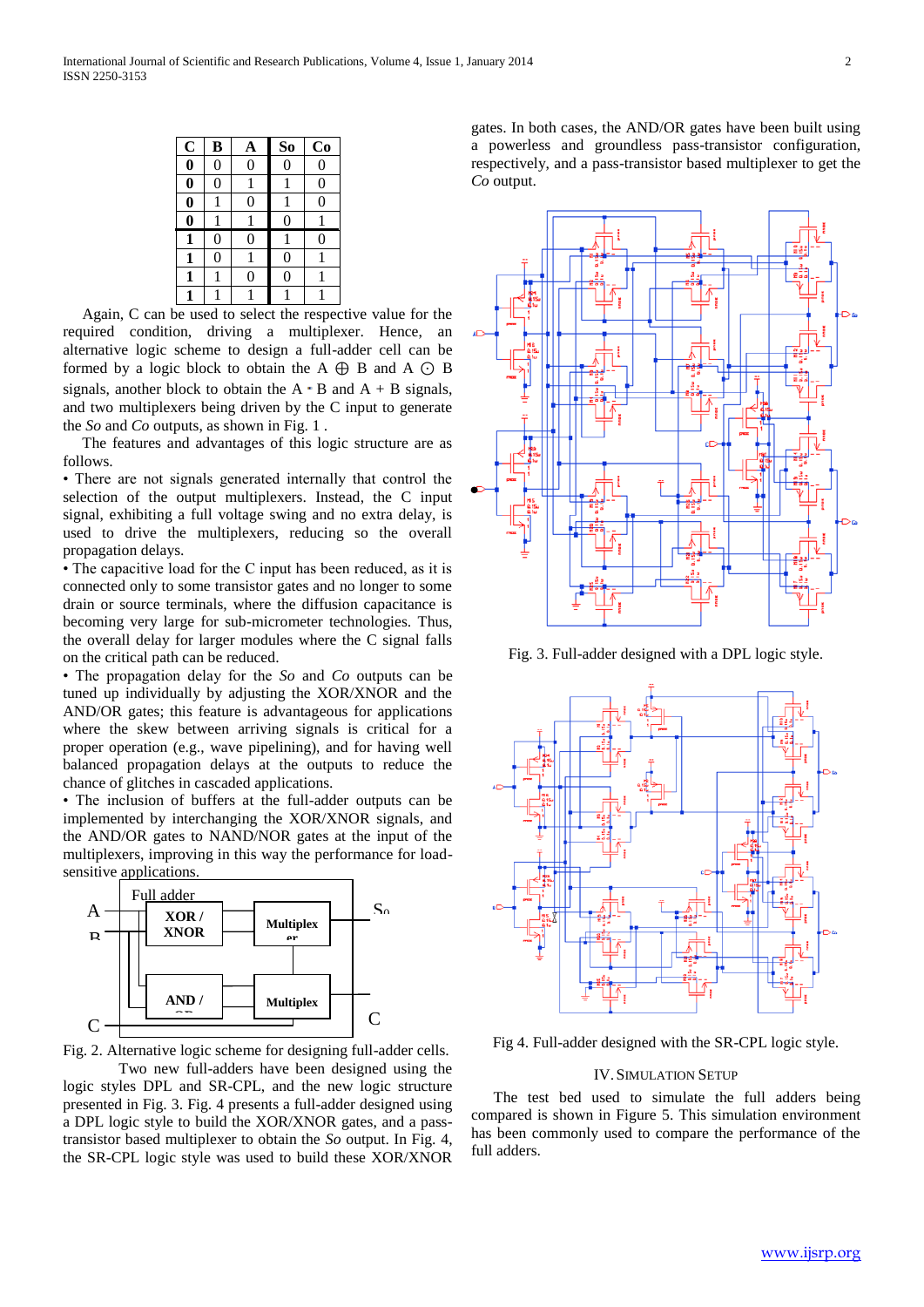| C | B | A | So | Co |
|---|---|---|---|---|
| **0** | 0 | 0 | 0 | 0 |
| **0** | 0 | 1 | 1 | 0 |
| **0** | 1 | 0 | 1 | 0 |
| **0** | 1 | 1 | 0 | 1 |
| **1** | 0 | 0 | 1 | 0 |
| **1** | 0 | 1 | 0 | 1 |
| **1** | 1 | 0 | 0 | 1 |
| **1** | 1 | 1 | 1 | 1 |

Again, C can be used to select the respective value for the required condition, driving a multiplexer. Hence, an alternative logic scheme to design a full-adder cell can be formed by a logic block to obtain the $A \oplus B$ and $A \odot B$ signals, another block to obtain the $A \cdot B$ and $A + B$ signals, and two multiplexers being driven by the C input to generate the *So* and *Co* outputs, as shown in Fig. 1 .

The features and advantages of this logic structure are as follows.

• There are not signals generated internally that control the selection of the output multiplexers. Instead, the C input signal, exhibiting a full voltage swing and no extra delay, is used to drive the multiplexers, reducing so the overall propagation delays.

• The capacitive load for the C input has been reduced, as it is connected only to some transistor gates and no longer to some drain or source terminals, where the diffusion capacitance is becoming very large for sub-micrometer technologies. Thus, the overall delay for larger modules where the C signal falls on the critical path can be reduced.

• The propagation delay for the *So* and *Co* outputs can be tuned up individually by adjusting the XOR/XNOR and the AND/OR gates; this feature is advantageous for applications where the skew between arriving signals is critical for a proper operation (e.g., wave pipelining), and for having well balanced propagation delays at the outputs to reduce the chance of glitches in cascaded applications.

• The inclusion of buffers at the full-adder outputs can be implemented by interchanging the XOR/XNOR signals, and the AND/OR gates to NAND/NOR gates at the input of the multiplexers, improving in this way the performance for load-sensitive applications.

Full adder
A
B
C
XOR / XNOR
AND / OR
Multiplexor
Multiplex
So
C

Fig. 2. Alternative logic scheme for designing full-adder cells.

Two new full-adders have been designed using the logic styles DPL and SR-CPL, and the new logic structure presented in Fig. 3. Fig. 4 presents a full-adder designed using a DPL logic style to build the XOR/XNOR gates, and a pass-transistor based multiplexer to obtain the *So* output. In Fig. 4, the SR-CPL logic style was used to build these XOR/XNOR gates. In both cases, the AND/OR gates have been built using a powerless and groundless pass-transistor configuration, respectively, and a pass-transistor based multiplexer to get the *Co* output.

Fig. 3. Full-adder designed with a DPL logic style.

Fig 4. Full-adder designed with the SR-CPL logic style.

## IV. Simulation Setup

The test bed used to simulate the full adders being compared is shown in Figure 5. This simulation environment has been commonly used to compare the performance of the full adders.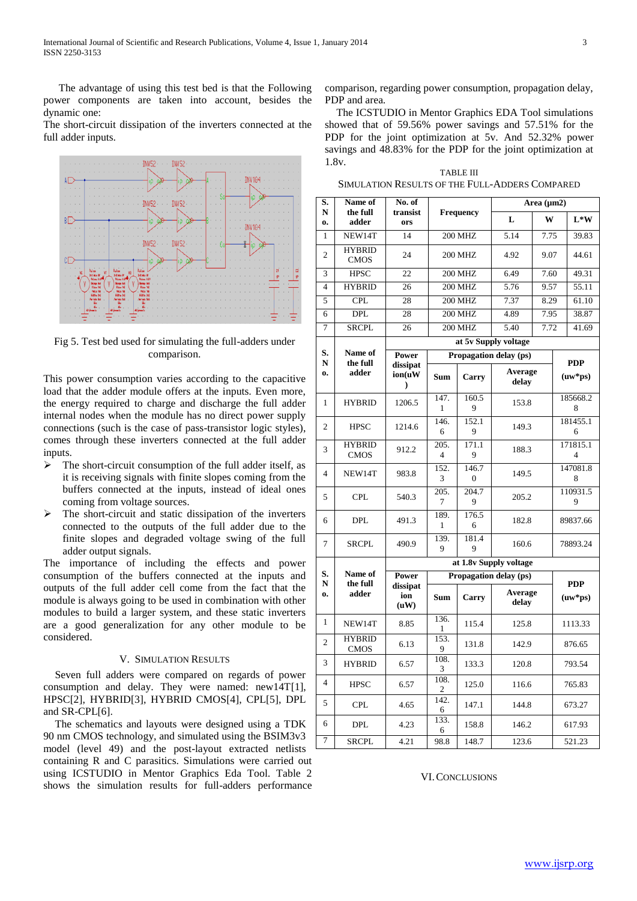The advantage of using this test bed is that the Following power components are taken into account, besides the dynamic one:

The short-circuit dissipation of the inverters connected at the full adder inputs.

Fig 5. Test bed used for simulating the full-adders under comparison.

This power consumption varies according to the capacitive load that the adder module offers at the inputs. Even more, the energy required to charge and discharge the full adder internal nodes when the module has no direct power supply connections (such is the case of pass-transistor logic styles), comes through these inverters connected at the full adder inputs.

- The short-circuit consumption of the full adder itself, as it is receiving signals with finite slopes coming from the buffers connected at the inputs, instead of ideal ones coming from voltage sources.
- The short-circuit and static dissipation of the inverters connected to the outputs of the full adder due to the finite slopes and degraded voltage swing of the full adder output signals.

The importance of including the effects and power consumption of the buffers connected at the inputs and outputs of the full adder cell come from the fact that the module is always going to be used in combination with other modules to build a larger system, and these static inverters are a good generalization for any other module to be considered.

## V. Simulation Results

Seven full adders were compared on regards of power consumption and delay. They were named: new14T[1], HPSC[2], HYBRID[3], HYBRID CMOS[4], CPL[5], DPL and SR-CPL[6].

The schematics and layouts were designed using a TDK 90 nm CMOS technology, and simulated using the BSIM3v3 model (level 49) and the post-layout extracted netlists containing R and C parasitics. Simulations were carried out using ICSTUDIO in Mentor Graphics Eda Tool. Table 2 shows the simulation results for full-adders performance comparison, regarding power consumption, propagation delay, PDP and area.

The ICSTUDIO in Mentor Graphics EDA Tool simulations showed that of 59.56% power savings and 57.51% for the PDP for the joint optimization at 5v. And 52.32% power savings and 48.83% for the PDP for the joint optimization at 1.8v.

TABLE III
Simulation Results of the Full-Adders Compared

| S. No. | Name of the full adder | No. of transistors | Frequency | Area (μm2) L | W | L*W |
|---|---|---|---|---|---|---|
| 1 | NEW14T | 14 | 200 MHZ | 5.14 | 7.75 | 39.83 |
| 2 | HYBRID CMOS | 24 | 200 MHZ | 4.92 | 9.07 | 44.61 |
| 3 | HPSC | 22 | 200 MHZ | 6.49 | 7.60 | 49.31 |
| 4 | HYBRID | 26 | 200 MHZ | 5.76 | 9.57 | 55.11 |
| 5 | CPL | 28 | 200 MHZ | 7.37 | 8.29 | 61.10 |
| 6 | DPL | 28 | 200 MHZ | 4.89 | 7.95 | 38.87 |
| 7 | SRCPL | 26 | 200 MHZ | 5.40 | 7.72 | 41.69 |

at 5v Supply voltage

| S. No. | Name of the full adder | Power dissipation(uW) | Propagation delay (ps) Sum | Carry | Average delay | PDP (uw*ps) |
|---|---|---|---|---|---|---|
| 1 | HYBRID | 1206.5 | 147.1 | 160.59 | 153.8 | 185668.28 |
| 2 | HPSC | 1214.6 | 146.6 | 152.19 | 149.3 | 181455.16 |
| 3 | HYBRID CMOS | 912.2 | 205.4 | 171.19 | 188.3 | 171815.14 |
| 4 | NEW14T | 983.8 | 152.3 | 146.70 | 149.5 | 147081.88 |
| 5 | CPL | 540.3 | 205.7 | 204.79 | 205.2 | 110931.59 |
| 6 | DPL | 491.3 | 189.1 | 176.56 | 182.8 | 89837.66 |
| 7 | SRCPL | 490.9 | 139.9 | 181.49 | 160.6 | 78893.24 |

at 1.8v Supply voltage

| S. No. | Name of the full adder | Power dissipation (uW) | Propagation delay (ps) Sum | Carry | Average delay | PDP (uw*ps) |
|---|---|---|---|---|---|---|
| 1 | NEW14T | 8.85 | 136.1 | 115.4 | 125.8 | 1113.33 |
| 2 | HYBRID CMOS | 6.13 | 153.9 | 131.8 | 142.9 | 876.65 |
| 3 | HYBRID | 6.57 | 108.3 | 133.3 | 120.8 | 793.54 |
| 4 | HPSC | 6.57 | 108.2 | 125.0 | 116.6 | 765.83 |
| 5 | CPL | 4.65 | 142.6 | 147.1 | 144.8 | 673.27 |
| 6 | DPL | 4.23 | 133.6 | 158.8 | 146.2 | 617.93 |
| 7 | SRCPL | 4.21 | 98.8 | 148.7 | 123.6 | 521.23 |

## VI. Conclusions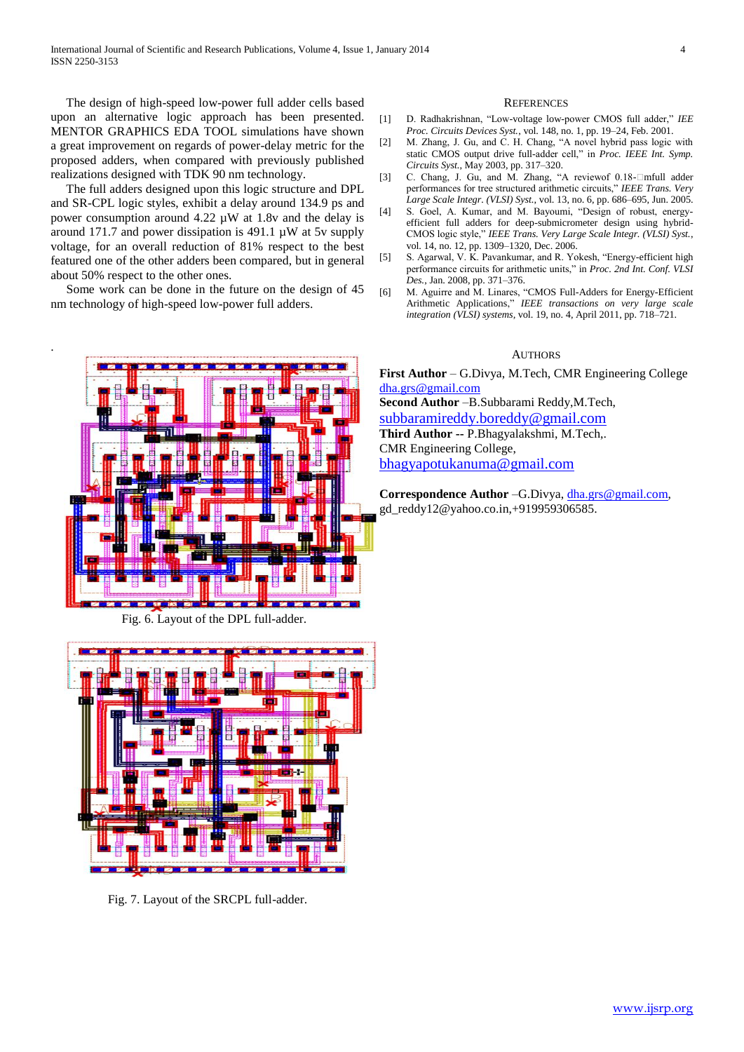The design of high-speed low-power full adder cells based upon an alternative logic approach has been presented. MENTOR GRAPHICS EDA TOOL simulations have shown a great improvement on regards of power-delay metric for the proposed adders, when compared with previously published realizations designed with TDK 90 nm technology.

The full adders designed upon this logic structure and DPL and SR-CPL logic styles, exhibit a delay around 134.9 ps and power consumption around 4.22 µW at 1.8v and the delay is around 171.7 and power dissipation is 491.1 µW at 5v supply voltage, for an overall reduction of 81% respect to the best featured one of the other adders been compared, but in general about 50% respect to the other ones.

Some work can be done in the future on the design of 45 nm technology of high-speed low-power full adders.

.

Fig. 6. Layout of the DPL full-adder.

Fig. 7. Layout of the SRCPL full-adder.

## REFERENCES

[1] D. Radhakrishnan, "Low-voltage low-power CMOS full adder," *IEE Proc. Circuits Devices Syst.*, vol. 148, no. 1, pp. 19–24, Feb. 2001.

[2] M. Zhang, J. Gu, and C. H. Chang, "A novel hybrid pass logic with static CMOS output drive full-adder cell," in *Proc. IEEE Int. Symp. Circuits Syst.*, May 2003, pp. 317–320.

[3] C. Chang, J. Gu, and M. Zhang, "A reviewof 0.18-□mfull adder performances for tree structured arithmetic circuits," *IEEE Trans. Very Large Scale Integr. (VLSI) Syst.*, vol. 13, no. 6, pp. 686–695, Jun. 2005.

[4] S. Goel, A. Kumar, and M. Bayoumi, "Design of robust, energy-efficient full adders for deep-submicrometer design using hybrid-CMOS logic style," *IEEE Trans. Very Large Scale Integr. (VLSI) Syst.*, vol. 14, no. 12, pp. 1309–1320, Dec. 2006.

[5] S. Agarwal, V. K. Pavankumar, and R. Yokesh, "Energy-efficient high performance circuits for arithmetic units," in *Proc. 2nd Int. Conf. VLSI Des.*, Jan. 2008, pp. 371–376.

[6] M. Aguirre and M. Linares, "CMOS Full-Adders for Energy-Efficient Arithmetic Applications," *IEEE transactions on very large scale integration (VLSI) systems*, vol. 19, no. 4, April 2011, pp. 718–721.

## AUTHORS

**First Author** – G.Divya, M.Tech, CMR Engineering College dha.grs@gmail.com

**Second Author** –B.Subbarami Reddy,M.Tech, subbaramireddy.boreddy@gmail.com

**Third Author --** P.Bhagyalakshmi, M.Tech,. CMR Engineering College, bhagyapotukanuma@gmail.com

**Correspondence Author** –G.Divya, dha.grs@gmail.com, gd_reddy12@yahoo.co.in,+919959306585.